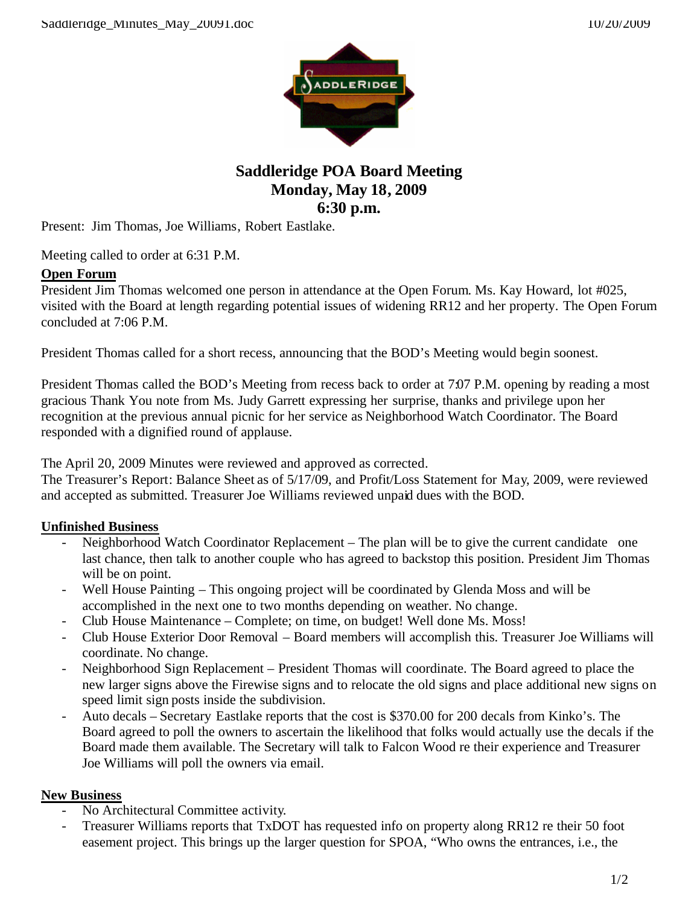# Saddleridge POA Board Meeting
## Monday, May 18, 2009
## 6:30 p.m.

Present: Jim Thomas, Joe Williams, Robert Eastlake.

Meeting called to order at 6:31 P.M.

**Open Forum**

President Jim Thomas welcomed one person in attendance at the Open Forum. Ms. Kay Howard, lot #025, visited with the Board at length regarding potential issues of widening RR12 and her property. The Open Forum concluded at 7:06 P.M.

President Thomas called for a short recess, announcing that the BOD's Meeting would begin soonest.

President Thomas called the BOD's Meeting from recess back to order at 7:07 P.M. opening by reading a most gracious Thank You note from Ms. Judy Garrett expressing her surprise, thanks and privilege upon her recognition at the previous annual picnic for her service as Neighborhood Watch Coordinator. The Board responded with a dignified round of applause.

The April 20, 2009 Minutes were reviewed and approved as corrected.
The Treasurer's Report: Balance Sheet as of 5/17/09, and Profit/Loss Statement for May, 2009, were reviewed and accepted as submitted. Treasurer Joe Williams reviewed unpaid dues with the BOD.

**Unfinished Business**

- Neighborhood Watch Coordinator Replacement – The plan will be to give the current candidate one last chance, then talk to another couple who has agreed to backstop this position. President Jim Thomas will be on point.
- Well House Painting – This ongoing project will be coordinated by Glenda Moss and will be accomplished in the next one to two months depending on weather. No change.
- Club House Maintenance – Complete; on time, on budget! Well done Ms. Moss!
- Club House Exterior Door Removal – Board members will accomplish this. Treasurer Joe Williams will coordinate. No change.
- Neighborhood Sign Replacement – President Thomas will coordinate. The Board agreed to place the new larger signs above the Firewise signs and to relocate the old signs and place additional new signs on speed limit sign posts inside the subdivision.
- Auto decals – Secretary Eastlake reports that the cost is $370.00 for 200 decals from Kinko's. The Board agreed to poll the owners to ascertain the likelihood that folks would actually use the decals if the Board made them available. The Secretary will talk to Falcon Wood re their experience and Treasurer Joe Williams will poll the owners via email.

**New Business**

- No Architectural Committee activity.
- Treasurer Williams reports that TxDOT has requested info on property along RR12 re their 50 foot easement project. This brings up the larger question for SPOA, "Who owns the entrances, i.e., the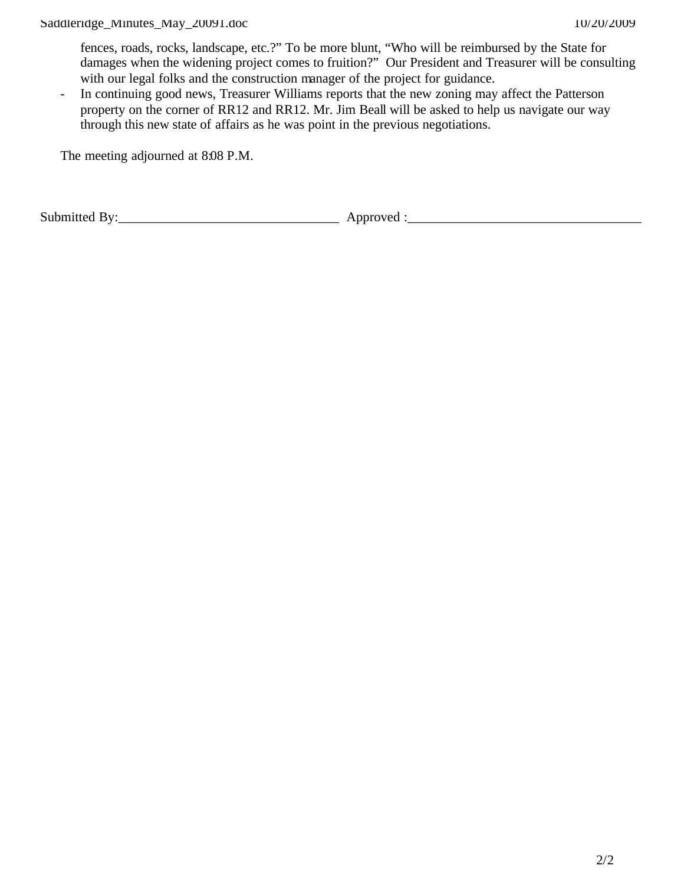fences, roads, rocks, landscape, etc.?" To be more blunt, "Who will be reimbursed by the State for damages when the widening project comes to fruition?" Our President and Treasurer will be consulting with our legal folks and the construction manager of the project for guidance.

- In continuing good news, Treasurer Williams reports that the new zoning may affect the Patterson property on the corner of RR12 and RR12. Mr. Jim Beall will be asked to help us navigate our way through this new state of affairs as he was point in the previous negotiations.

The meeting adjourned at 8:08 P.M.

Submitted By:_________________________________ Approved :___________________________________